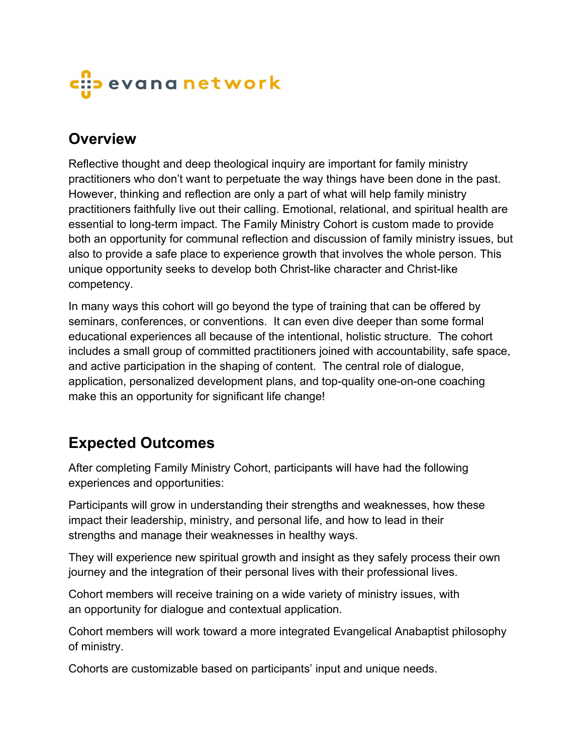evana network

## Overview

Reflective thought and deep theological inquiry are important for family ministry practitioners who don't want to perpetuate the way things have been done in the past. However, thinking and reflection are only a part of what will help family ministry practitioners faithfully live out their calling. Emotional, relational, and spiritual health are essential to long-term impact. The Family Ministry Cohort is custom made to provide both an opportunity for communal reflection and discussion of family ministry issues, but also to provide a safe place to experience growth that involves the whole person. This unique opportunity seeks to develop both Christ-like character and Christ-like competency.

In many ways this cohort will go beyond the type of training that can be offered by seminars, conferences, or conventions. It can even dive deeper than some formal educational experiences all because of the intentional, holistic structure. The cohort includes a small group of committed practitioners joined with accountability, safe space, and active participation in the shaping of content. The central role of dialogue, application, personalized development plans, and top-quality one-on-one coaching make this an opportunity for significant life change!

## Expected Outcomes

After completing Family Ministry Cohort, participants will have had the following experiences and opportunities:

Participants will grow in understanding their strengths and weaknesses, how these impact their leadership, ministry, and personal life, and how to lead in their strengths and manage their weaknesses in healthy ways.

They will experience new spiritual growth and insight as they safely process their own journey and the integration of their personal lives with their professional lives.

Cohort members will receive training on a wide variety of ministry issues, with an opportunity for dialogue and contextual application.

Cohort members will work toward a more integrated Evangelical Anabaptist philosophy of ministry.

Cohorts are customizable based on participants' input and unique needs.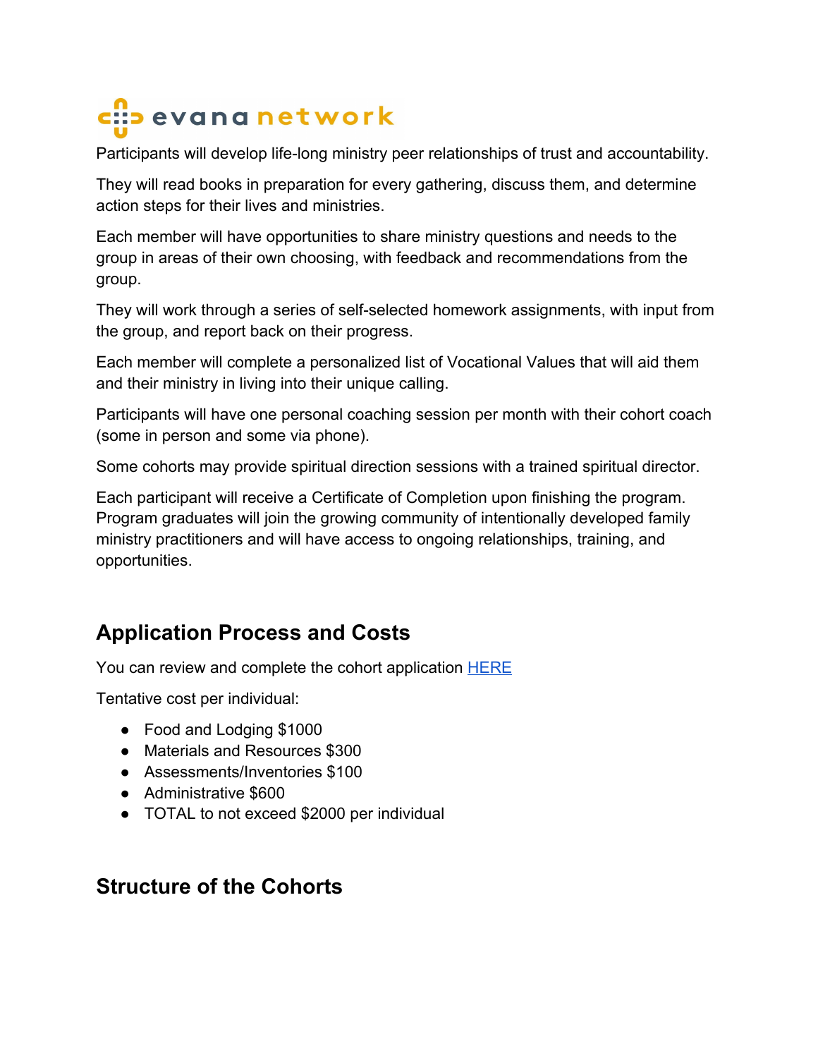Participants will develop life-long ministry peer relationships of trust and accountability.

They will read books in preparation for every gathering, discuss them, and determine action steps for their lives and ministries.

Each member will have opportunities to share ministry questions and needs to the group in areas of their own choosing, with feedback and recommendations from the group.

They will work through a series of self-selected homework assignments, with input from the group, and report back on their progress.

Each member will complete a personalized list of Vocational Values that will aid them and their ministry in living into their unique calling.

Participants will have one personal coaching session per month with their cohort coach (some in person and some via phone).

Some cohorts may provide spiritual direction sessions with a trained spiritual director.

Each participant will receive a Certificate of Completion upon finishing the program. Program graduates will join the growing community of intentionally developed family ministry practitioners and will have access to ongoing relationships, training, and opportunities.

## Application Process and Costs

You can review and complete the cohort application HERE

Tentative cost per individual:

- Food and Lodging $1000
- Materials and Resources $300
- Assessments/Inventories $100
- Administrative $600
- TOTAL to not exceed $2000 per individual

## Structure of the Cohorts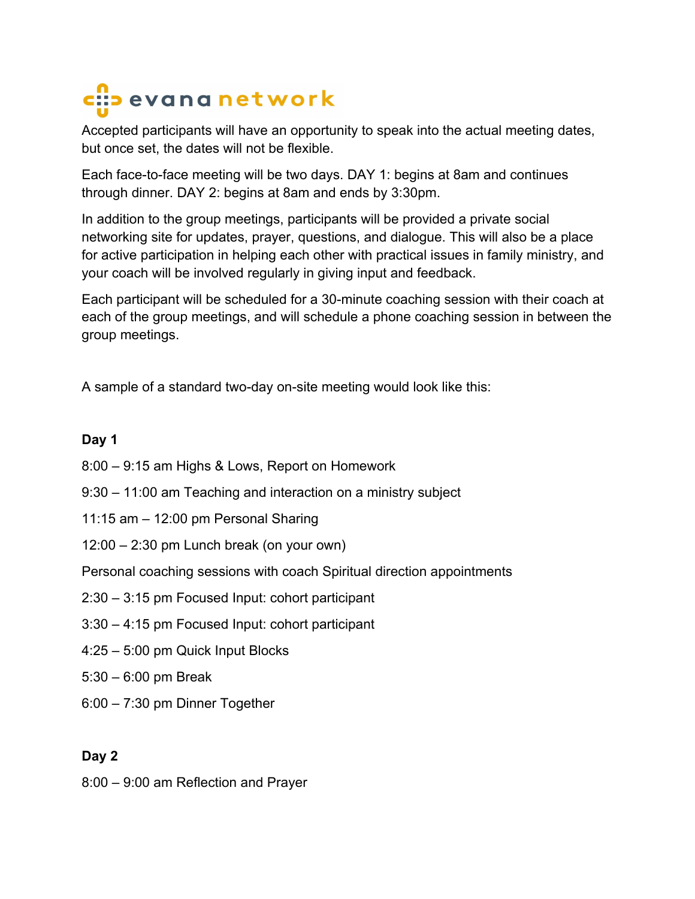Accepted participants will have an opportunity to speak into the actual meeting dates, but once set, the dates will not be flexible.

Each face-to-face meeting will be two days. DAY 1: begins at 8am and continues through dinner. DAY 2: begins at 8am and ends by 3:30pm.

In addition to the group meetings, participants will be provided a private social networking site for updates, prayer, questions, and dialogue. This will also be a place for active participation in helping each other with practical issues in family ministry, and your coach will be involved regularly in giving input and feedback.

Each participant will be scheduled for a 30-minute coaching session with their coach at each of the group meetings, and will schedule a phone coaching session in between the group meetings.

A sample of a standard two-day on-site meeting would look like this:

**Day 1**

8:00 – 9:15 am Highs & Lows, Report on Homework

9:30 – 11:00 am Teaching and interaction on a ministry subject

11:15 am – 12:00 pm Personal Sharing

12:00 – 2:30 pm Lunch break (on your own)

Personal coaching sessions with coach Spiritual direction appointments

2:30 – 3:15 pm Focused Input: cohort participant

3:30 – 4:15 pm Focused Input: cohort participant

4:25 – 5:00 pm Quick Input Blocks

5:30 – 6:00 pm Break

6:00 – 7:30 pm Dinner Together

**Day 2**

8:00 – 9:00 am Reflection and Prayer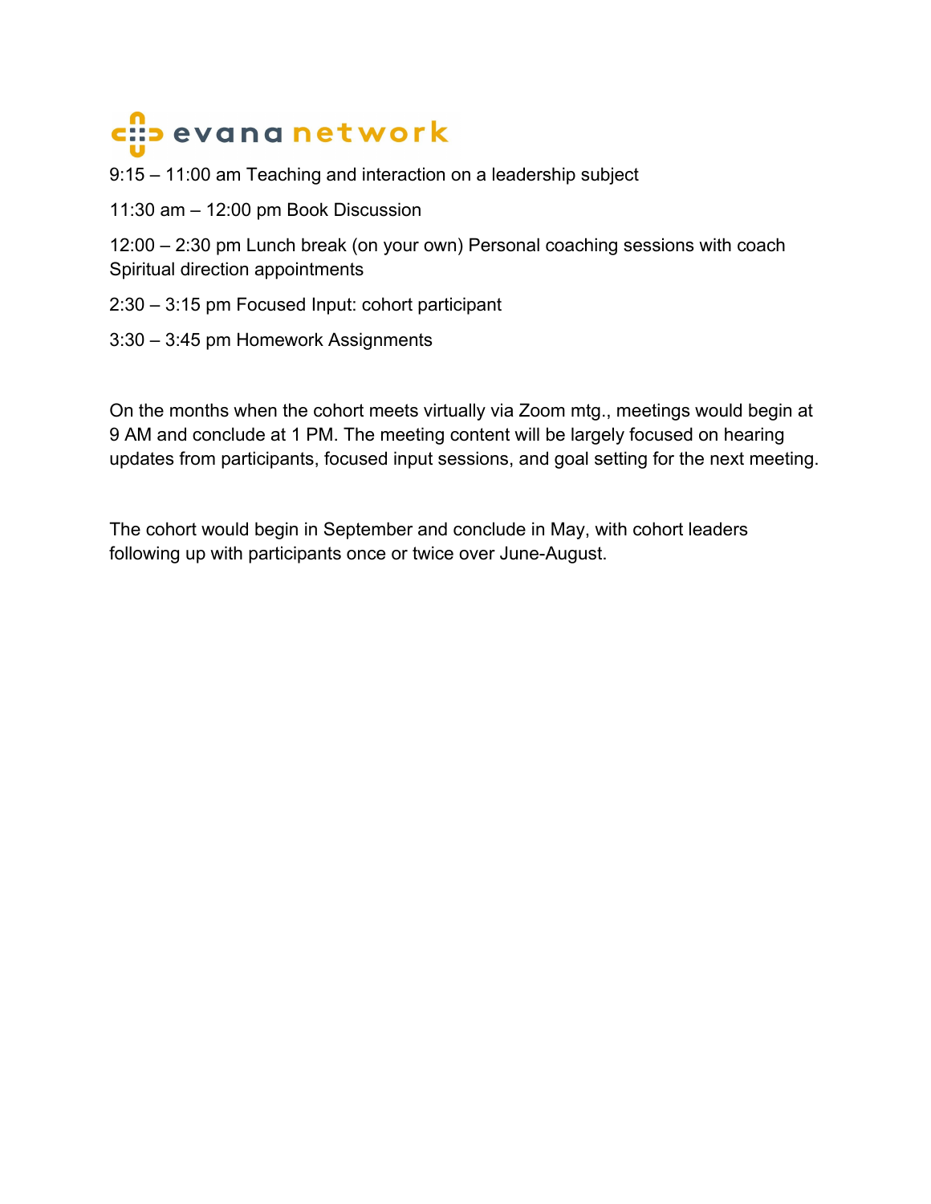9:15 – 11:00 am Teaching and interaction on a leadership subject

11:30 am – 12:00 pm Book Discussion

12:00 – 2:30 pm Lunch break (on your own) Personal coaching sessions with coach Spiritual direction appointments

2:30 – 3:15 pm Focused Input: cohort participant

3:30 – 3:45 pm Homework Assignments

On the months when the cohort meets virtually via Zoom mtg., meetings would begin at 9 AM and conclude at 1 PM. The meeting content will be largely focused on hearing updates from participants, focused input sessions, and goal setting for the next meeting.

The cohort would begin in September and conclude in May, with cohort leaders following up with participants once or twice over June-August.